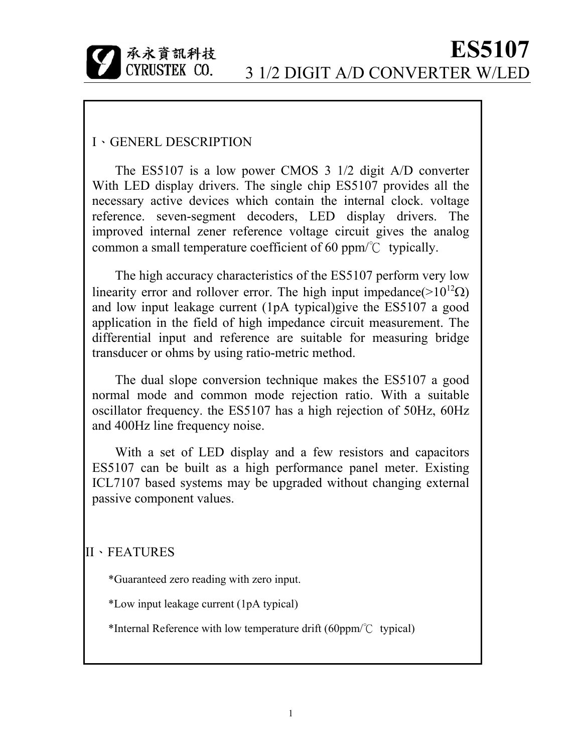# ES5107

## 3 1/2 DIGIT A/D CONVERTER W/LED

承永資訊科技 CYRUSTEK CO.

## I、GENERL DESCRIPTION

The ES5107 is a low power CMOS 3 1/2 digit A/D converter With LED display drivers. The single chip ES5107 provides all the necessary active devices which contain the internal clock. voltage reference. seven-segment decoders, LED display drivers. The improved internal zener reference voltage circuit gives the analog common a small temperature coefficient of 60 ppm/℃ typically.

The high accuracy characteristics of the ES5107 perform very low linearity error and rollover error. The high input impedance(>$10^{12}\Omega$) and low input leakage current (1pA typical)give the ES5107 a good application in the field of high impedance circuit measurement. The differential input and reference are suitable for measuring bridge transducer or ohms by using ratio-metric method.

The dual slope conversion technique makes the ES5107 a good normal mode and common mode rejection ratio. With a suitable oscillator frequency. the ES5107 has a high rejection of 50Hz, 60Hz and 400Hz line frequency noise.

With a set of LED display and a few resistors and capacitors ES5107 can be built as a high performance panel meter. Existing ICL7107 based systems may be upgraded without changing external passive component values.

## II、FEATURES

*Guaranteed zero reading with zero input.

*Low input leakage current (1pA typical)

*Internal Reference with low temperature drift (60ppm/℃ typical)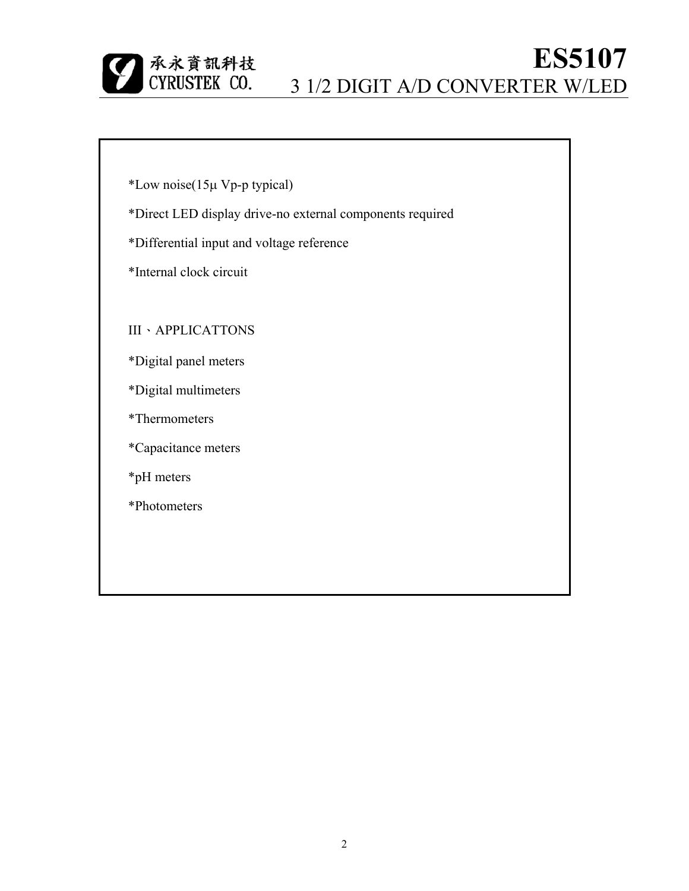*Low noise(15μ Vp-p typical)

*Direct LED display drive-no external components required

*Differential input and voltage reference

*Internal clock circuit

## III、APPLICATTONS

*Digital panel meters

*Digital multimeters

*Thermometers

*Capacitance meters

*pH meters

*Photometers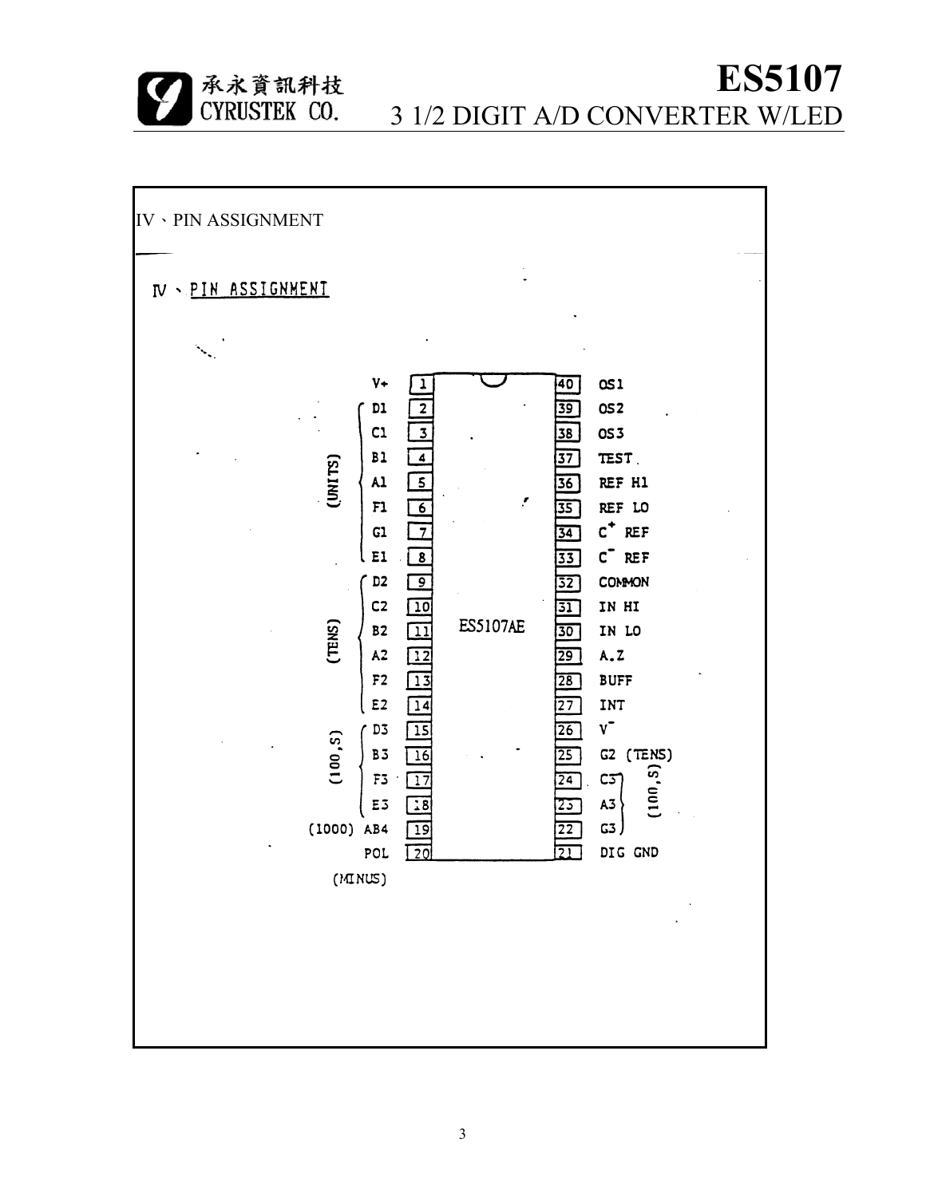# IV、PIN ASSIGNMENT

IV、PIN ASSIGNMENT

ES5107AE

| Group | Function | Pin | Pin | Function | Group |
|---|---|---|---|---|---|
| | V+ | 1 | 40 | OS1 | |
| (UNITS) | D1 | 2 | 39 | OS2 | |
| (UNITS) | C1 | 3 | 38 | OS3 | |
| (UNITS) | B1 | 4 | 37 | TEST | |
| (UNITS) | A1 | 5 | 36 | REF HI | |
| (UNITS) | F1 | 6 | 35 | REF LO | |
| (UNITS) | G1 | 7 | 34 | $C^{+}$ REF | |
| (UNITS) | E1 | 8 | 33 | $C^{-}$ REF | |
| (TENS) | D2 | 9 | 32 | COMMON | |
| (TENS) | C2 | 10 | 31 | IN HI | |
| (TENS) | B2 | 11 | 30 | IN LO | |
| (TENS) | A2 | 12 | 29 | A.Z | |
| (TENS) | F2 | 13 | 28 | BUFF | |
| (TENS) | E2 | 14 | 27 | INT | |
| (100,S) | D3 | 15 | 26 | $V^{-}$ | |
| (100,S) | B3 | 16 | 25 | G2 | (TENS) |
| (100,S) | F3 | 17 | 24 | C3 | (100,S) |
| (100,S) | E3 | 18 | 23 | A3 | (100,S) |
| (1000) | AB4 | 19 | 22 | G3 | (100,S) |
| (MINUS) | POL | 20 | 21 | DIG GND | |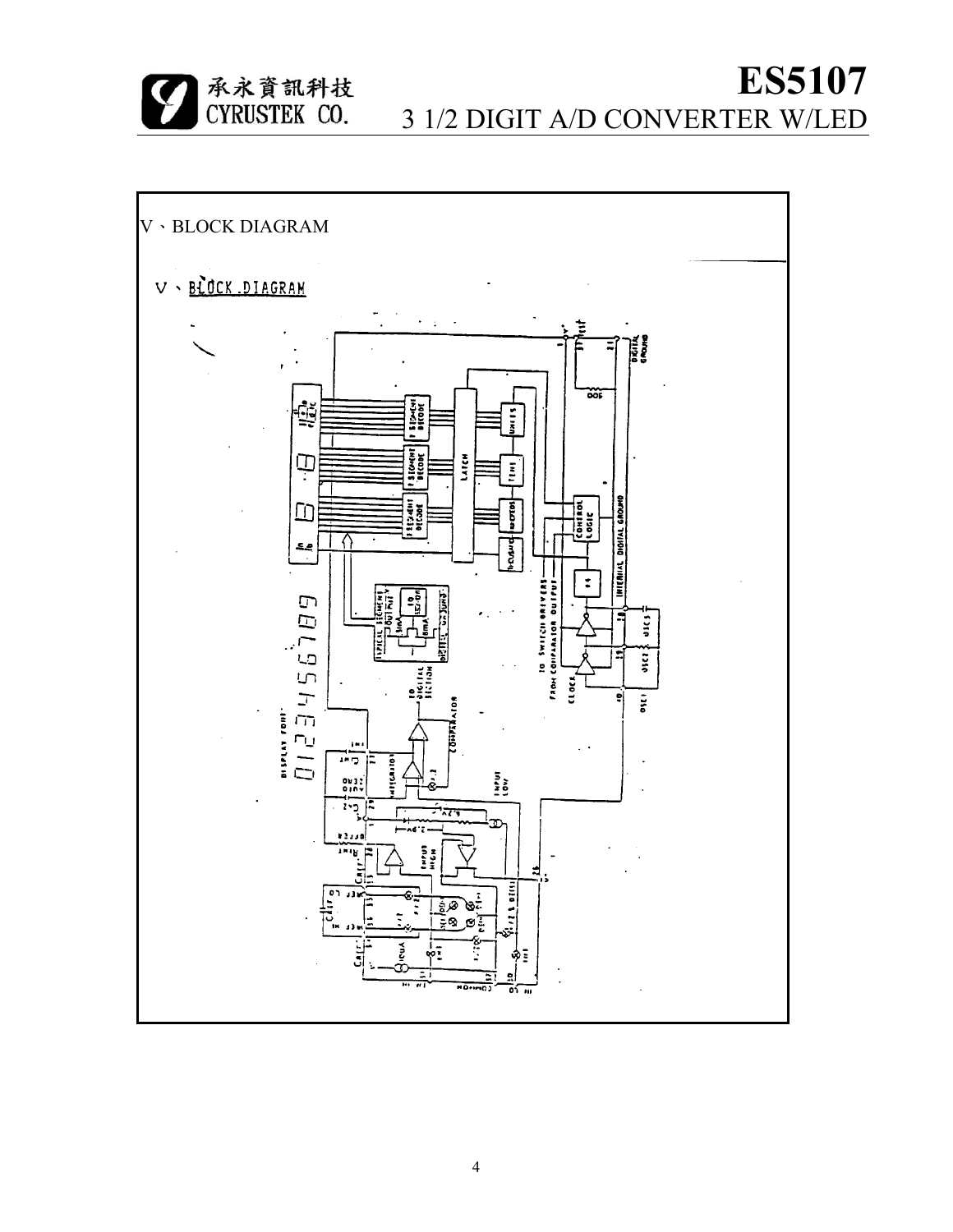## V、BLOCK DIAGRAM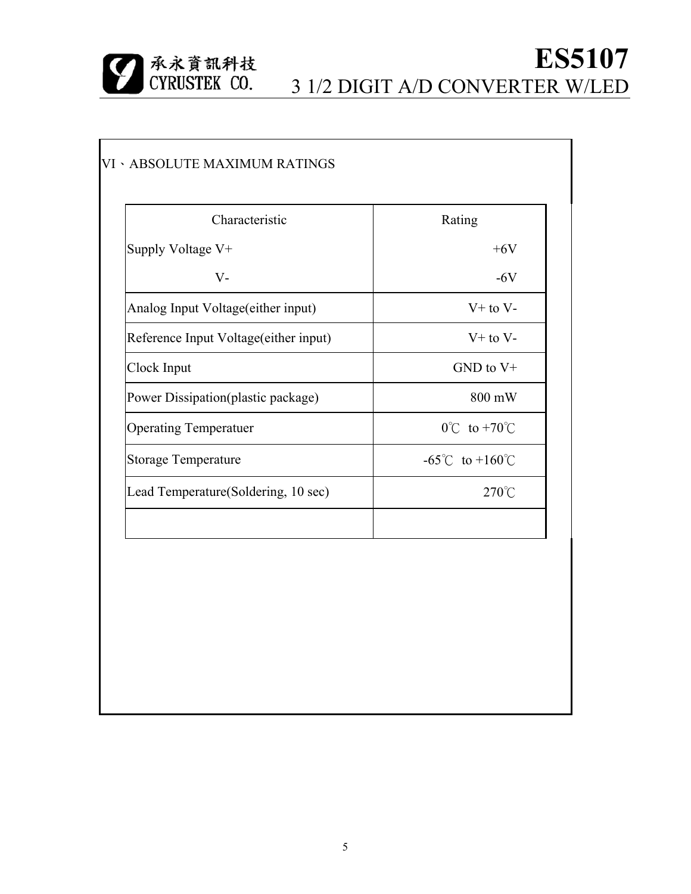## VI、ABSOLUTE MAXIMUM RATINGS

| Characteristic | Rating |
|---|---|
| Supply Voltage V+ | +6V |
| V- | -6V |
| Analog Input Voltage(either input) | V+ to V- |
| Reference Input Voltage(either input) | V+ to V- |
| Clock Input | GND to V+ |
| Power Dissipation(plastic package) | 800 mW |
| Operating Temperatuer | 0℃ to +70℃ |
| Storage Temperature | -65℃ to +160℃ |
| Lead Temperature(Soldering, 10 sec) | 270℃ |
| | |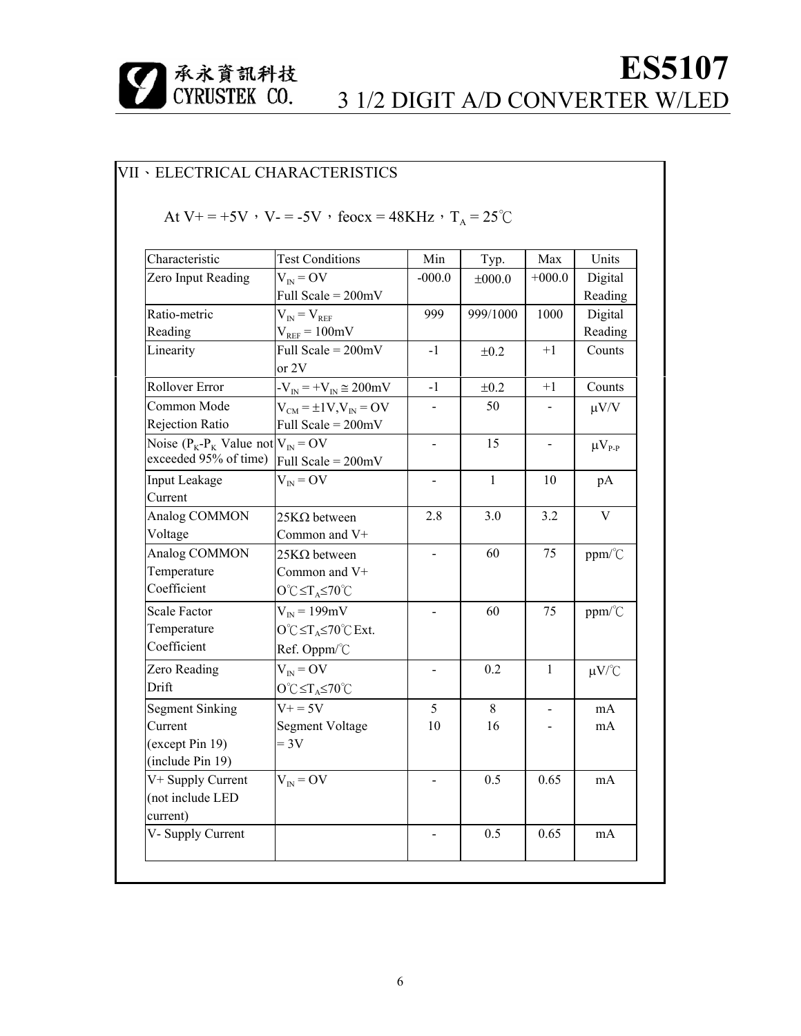## VII、ELECTRICAL CHARACTERISTICS

At V+ = +5V，V- = -5V，feocx = 48KHz，$T_A$ = 25℃

| Characteristic | Test Conditions | Min | Typ. | Max | Units |
|---|---|---|---|---|---|
| Zero Input Reading | $V_{IN}$ = OV<br>Full Scale = 200mV | -000.0 | ±000.0 | +000.0 | Digital Reading |
| Ratio-metric Reading | $V_{IN}$ = $V_{REF}$<br>$V_{REF}$ = 100mV | 999 | 999/1000 | 1000 | Digital Reading |
| Linearity | Full Scale = 200mV or 2V | -1 | ±0.2 | +1 | Counts |
| Rollover Error | $-V_{IN} = +V_{IN} \cong$ 200mV | -1 | ±0.2 | +1 | Counts |
| Common Mode Rejection Ratio | $V_{CM}$ = ±1V, $V_{IN}$ = OV<br>Full Scale = 200mV | - | 50 | - | μV/V |
| Noise ($P_K$-$P_K$ Value not exceeded 95% of time) | $V_{IN}$ = OV<br>Full Scale = 200mV | - | 15 | - | $\mu V_{P-P}$ |
| Input Leakage Current | $V_{IN}$ = OV | - | 1 | 10 | pA |
| Analog COMMON Voltage | 25KΩ between Common and V+ | 2.8 | 3.0 | 3.2 | V |
| Analog COMMON Temperature Coefficient | 25KΩ between Common and V+<br>O℃≤$T_A$≤70℃ | - | 60 | 75 | ppm/℃ |
| Scale Factor Temperature Coefficient | $V_{IN}$ = 199mV<br>O℃≤$T_A$≤70℃ Ext. Ref. Oppm/℃ | - | 60 | 75 | ppm/℃ |
| Zero Reading Drift | $V_{IN}$ = OV<br>O℃≤$T_A$≤70℃ | - | 0.2 | 1 | μV/℃ |
| Segment Sinking Current<br>(except Pin 19)<br>(include Pin 19) | V+ = 5V<br>Segment Voltage = 3V | 5<br>10 | 8<br>16 | -<br>- | mA<br>mA |
| V+ Supply Current (not include LED current) | $V_{IN}$ = OV | - | 0.5 | 0.65 | mA |
| V- Supply Current | | - | 0.5 | 0.65 | mA |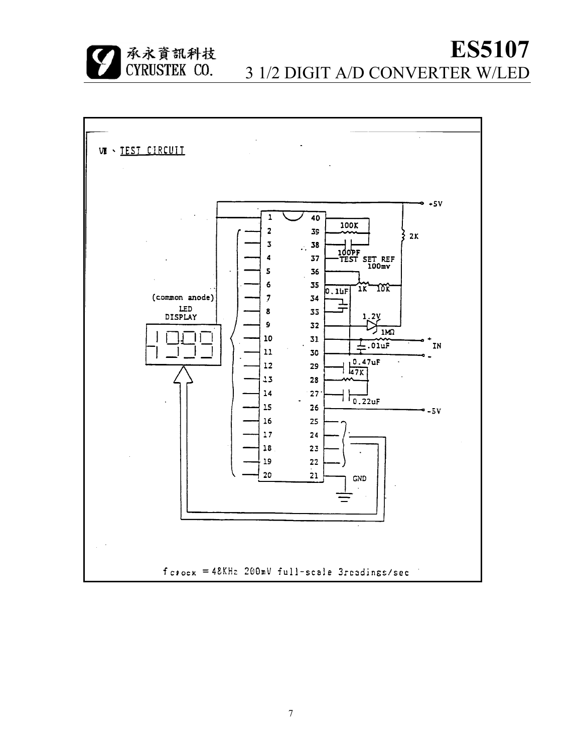## Ⅶ、TEST CIRCUIT

+5V

2K

100K

100PF

TEST SET REF 100mv

1K 10K

0.1uF

1.2V

1MΩ

.01uF

IN

0.47uF

47K

0.22uF

-5V

GND

(common anode) LED DISPLAY

$f_{CLOCK}$ = 48KHz 200mV full-scale 3readings/sec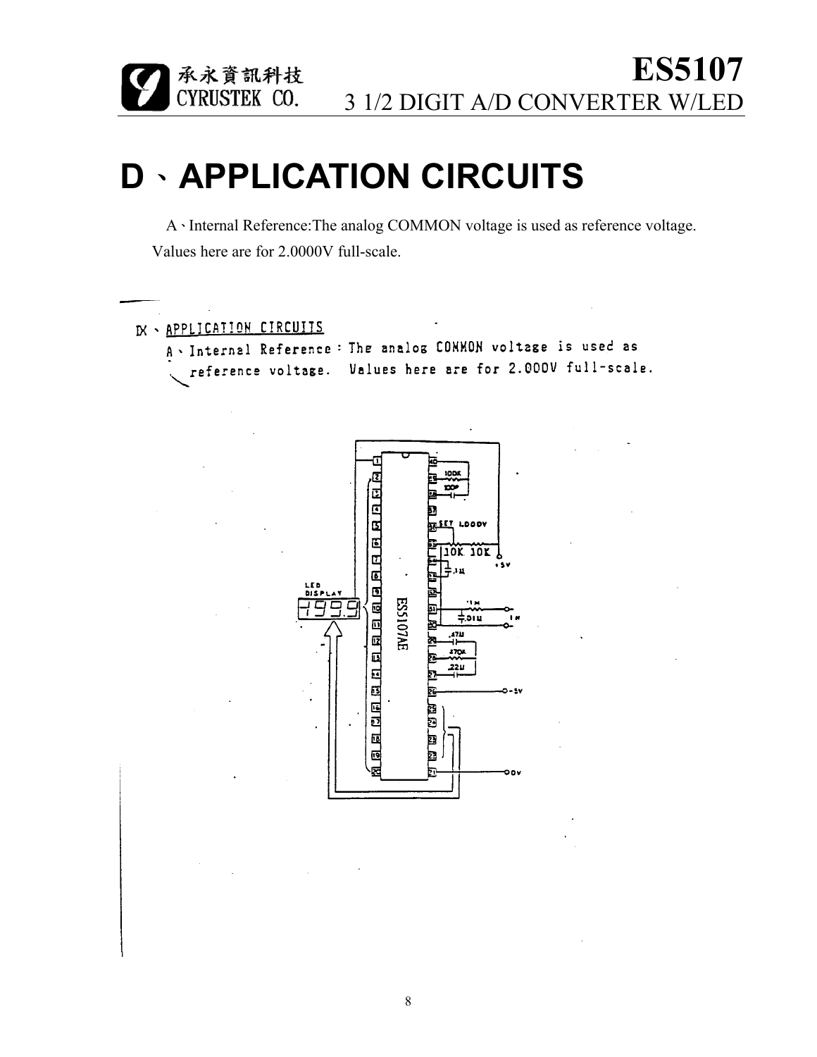# D、APPLICATION CIRCUITS

A、Internal Reference:The analog COMMON voltage is used as reference voltage. Values here are for 2.0000V full-scale.

IX、APPLICATION CIRCUITS

A、Internal Reference：The analog COMMON voltage is used as reference voltage. Values here are for 2.000V full-scale.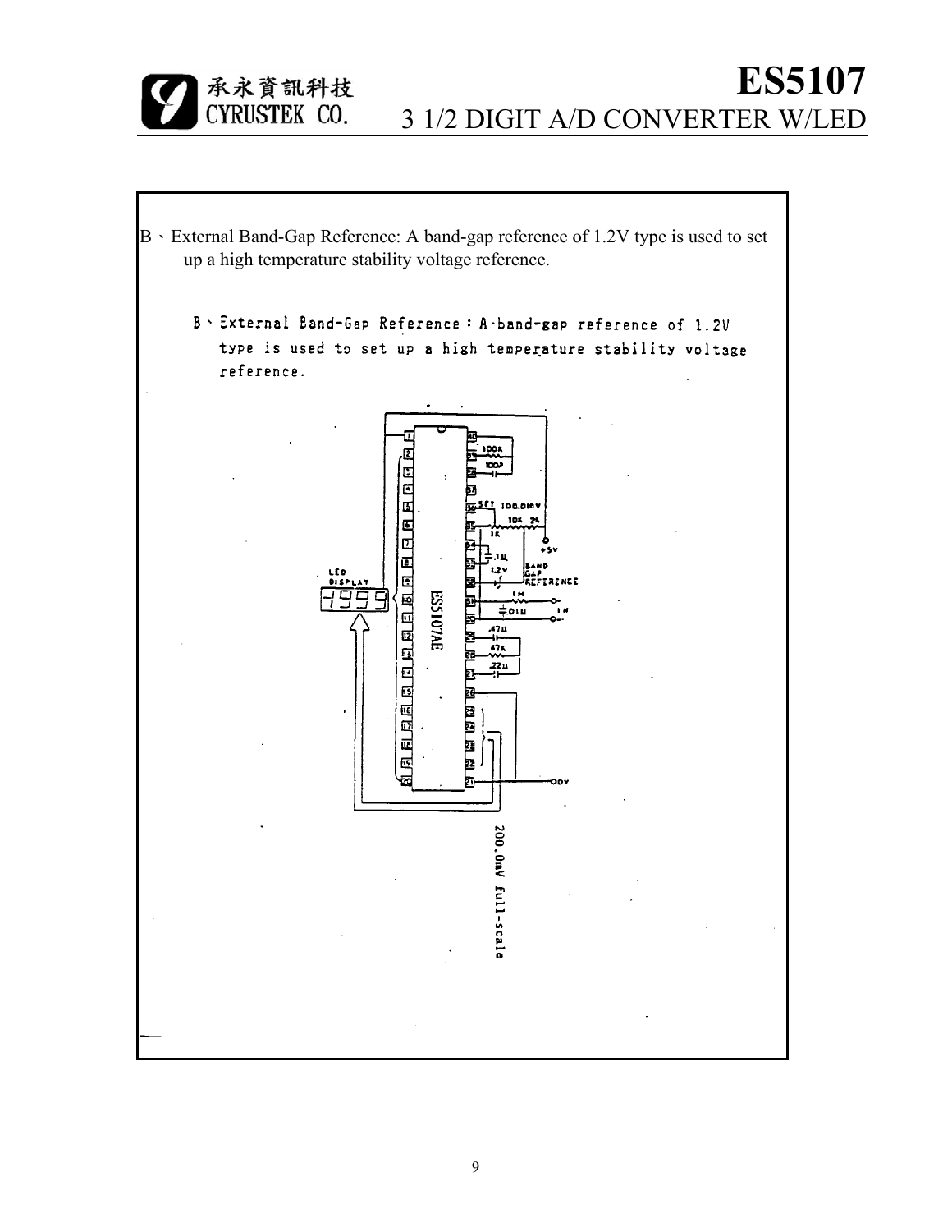B 、External Band-Gap Reference: A band-gap reference of 1.2V type is used to set up a high temperature stability voltage reference.

B 、External Band-Gap Reference : A band-gap reference of 1.2V type is used to set up a high temperature stability voltage reference.

200.0mV full-scale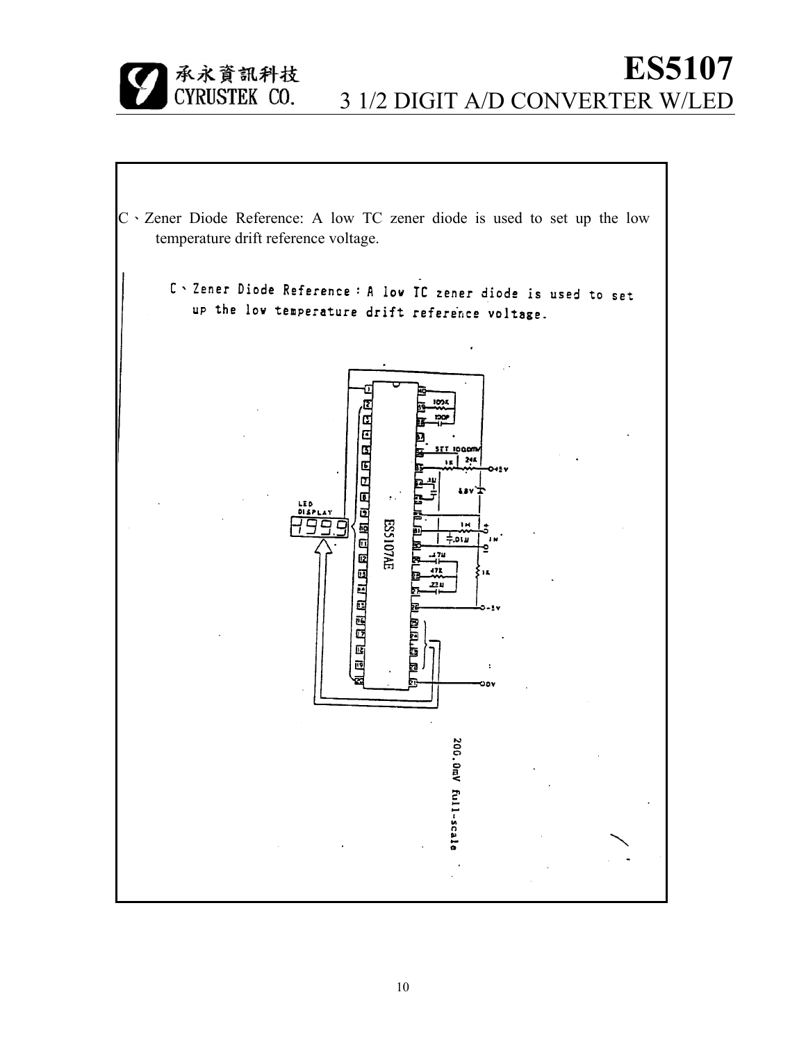C、Zener Diode Reference: A low TC zener diode is used to set up the low temperature drift reference voltage.

C、Zener Diode Reference：A low TC zener diode is used to set up the low temperature drift reference voltage.

200.0mV full-scale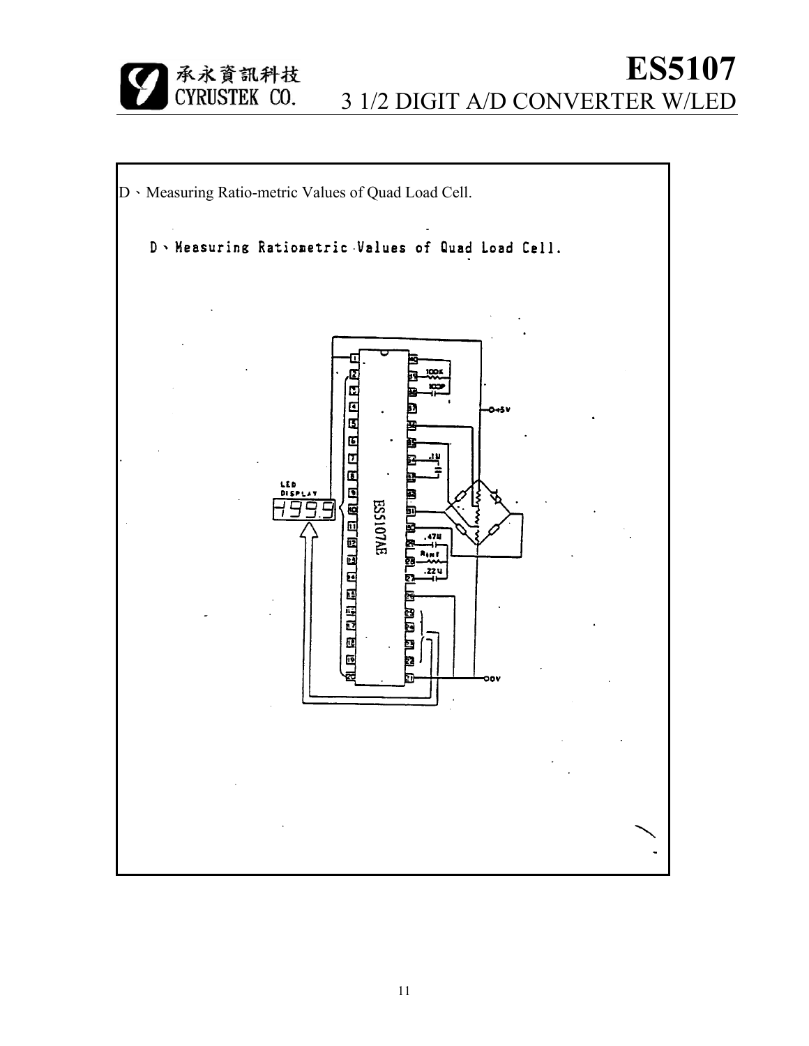D、Measuring Ratio-metric Values of Quad Load Cell.

D、Measuring Ratiometric Values of Quad Load Cell.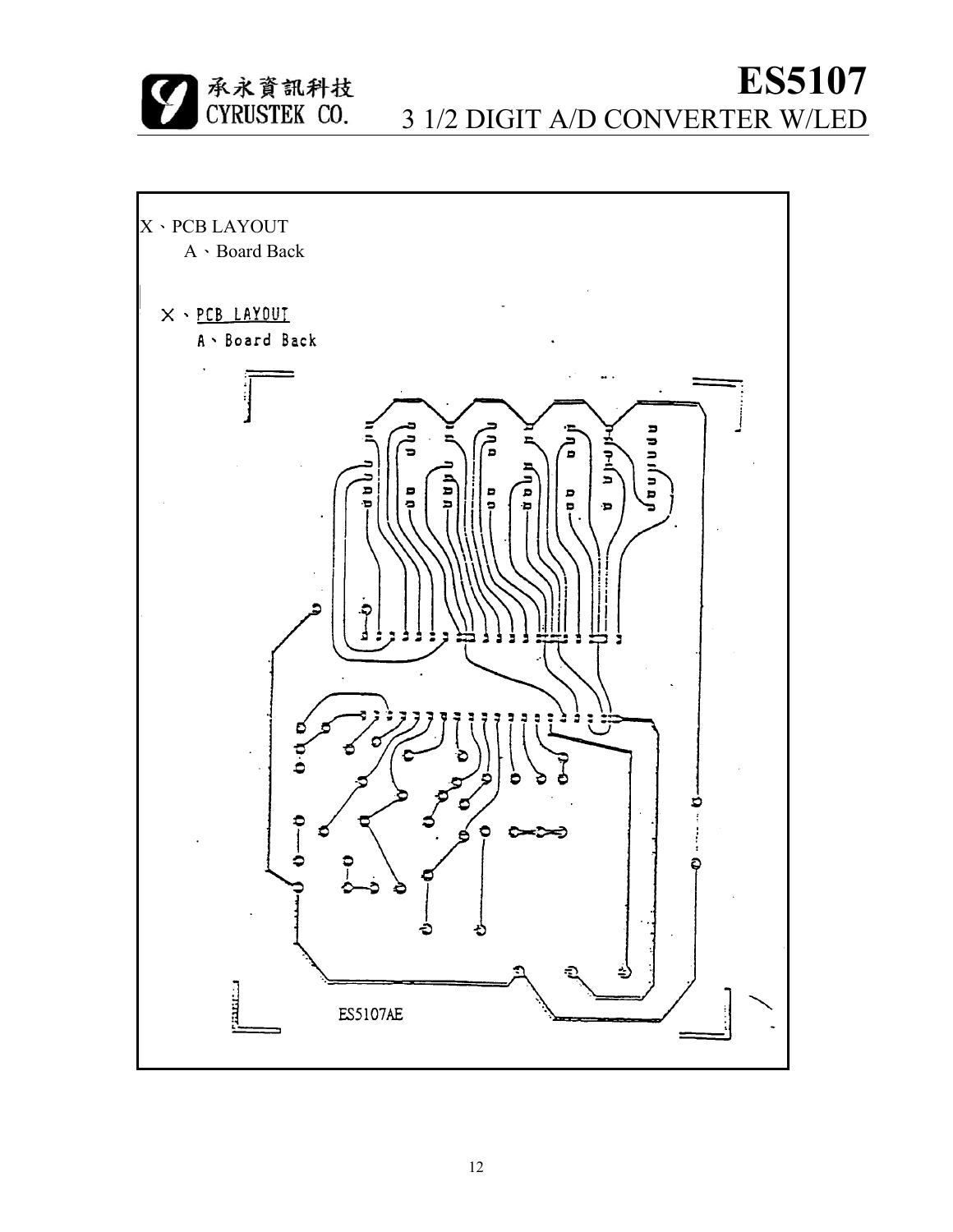X、PCB LAYOUT

A、Board Back

X、PCB LAYOUT

A、Board Back

ES5107AE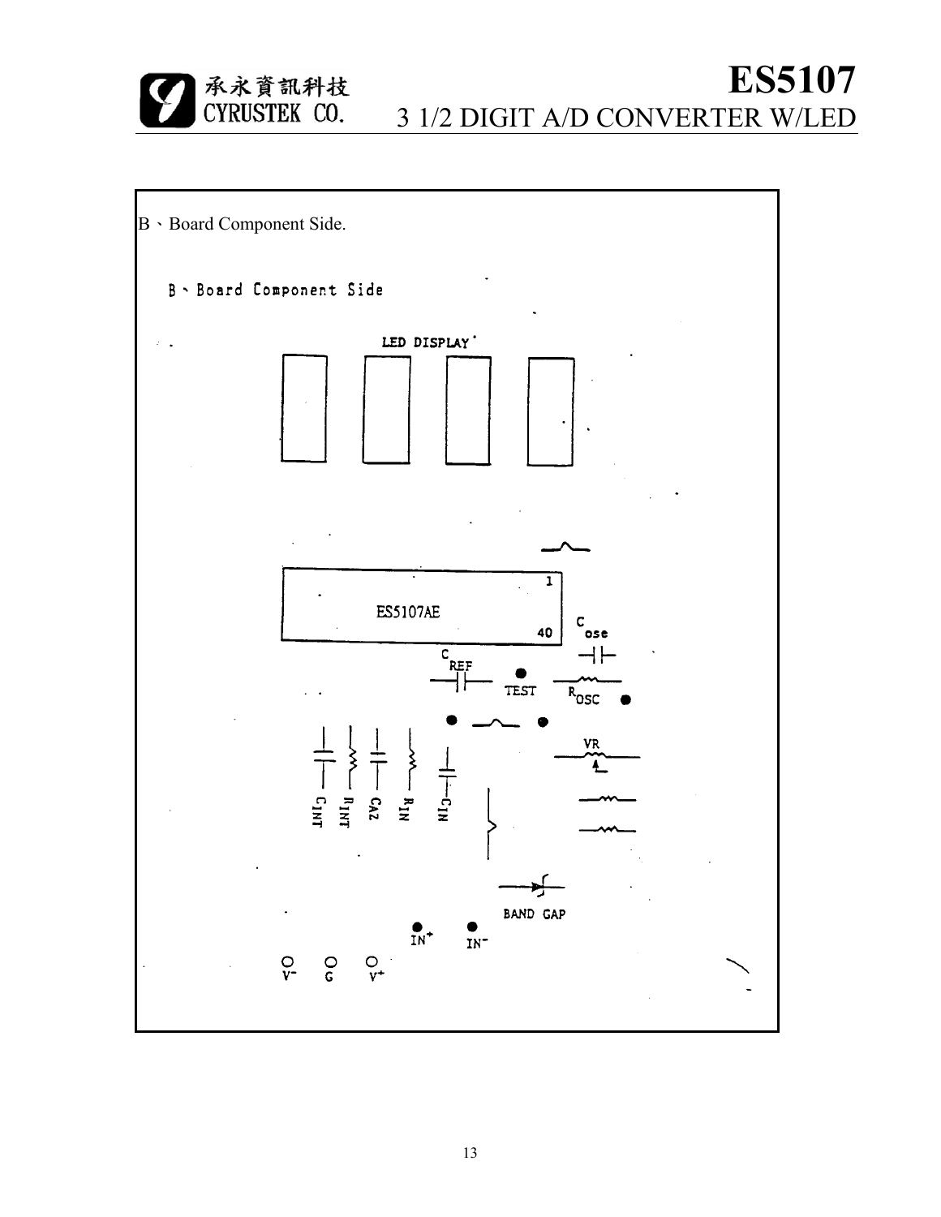B、Board Component Side.

B、Board Component Side

LED DISPLAY

ES5107AE

1

40

$C_{ose}$

$C_{REF}$

TEST

$R_{OSC}$

VR

$C_{INT}$ $R_{INT}$ $C_{AZ}$ $R_{IN}$ $C_{IN}$

BAND GAP

$IN^+$ $IN^-$

$V^-$ G $V^+$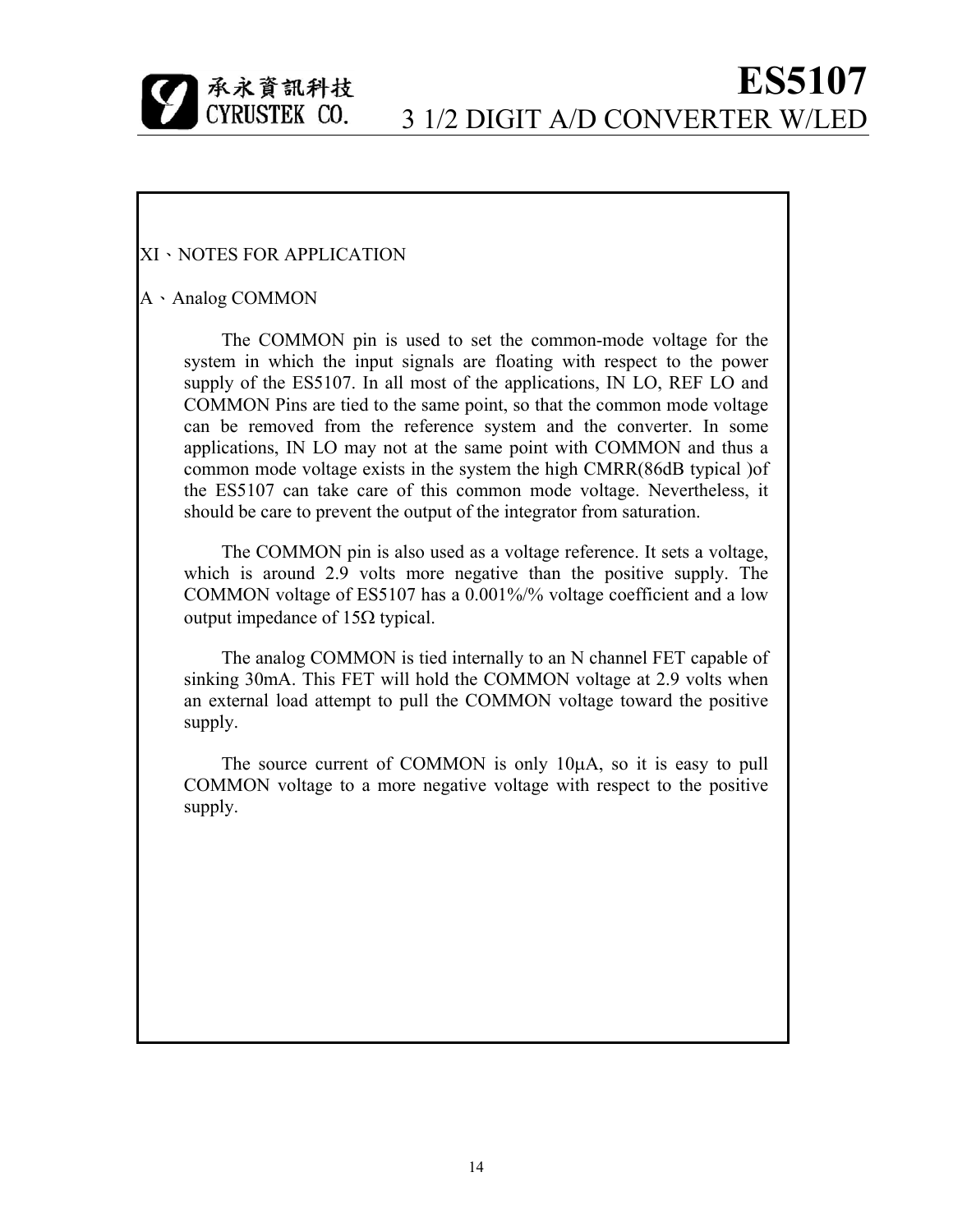## XI、NOTES FOR APPLICATION

### A、Analog COMMON

The COMMON pin is used to set the common-mode voltage for the system in which the input signals are floating with respect to the power supply of the ES5107. In all most of the applications, IN LO, REF LO and COMMON Pins are tied to the same point, so that the common mode voltage can be removed from the reference system and the converter. In some applications, IN LO may not at the same point with COMMON and thus a common mode voltage exists in the system the high CMRR(86dB typical )of the ES5107 can take care of this common mode voltage. Nevertheless, it should be care to prevent the output of the integrator from saturation.

The COMMON pin is also used as a voltage reference. It sets a voltage, which is around 2.9 volts more negative than the positive supply. The COMMON voltage of ES5107 has a 0.001%/% voltage coefficient and a low output impedance of 15Ω typical.

The analog COMMON is tied internally to an N channel FET capable of sinking 30mA. This FET will hold the COMMON voltage at 2.9 volts when an external load attempt to pull the COMMON voltage toward the positive supply.

The source current of COMMON is only 10μA, so it is easy to pull COMMON voltage to a more negative voltage with respect to the positive supply.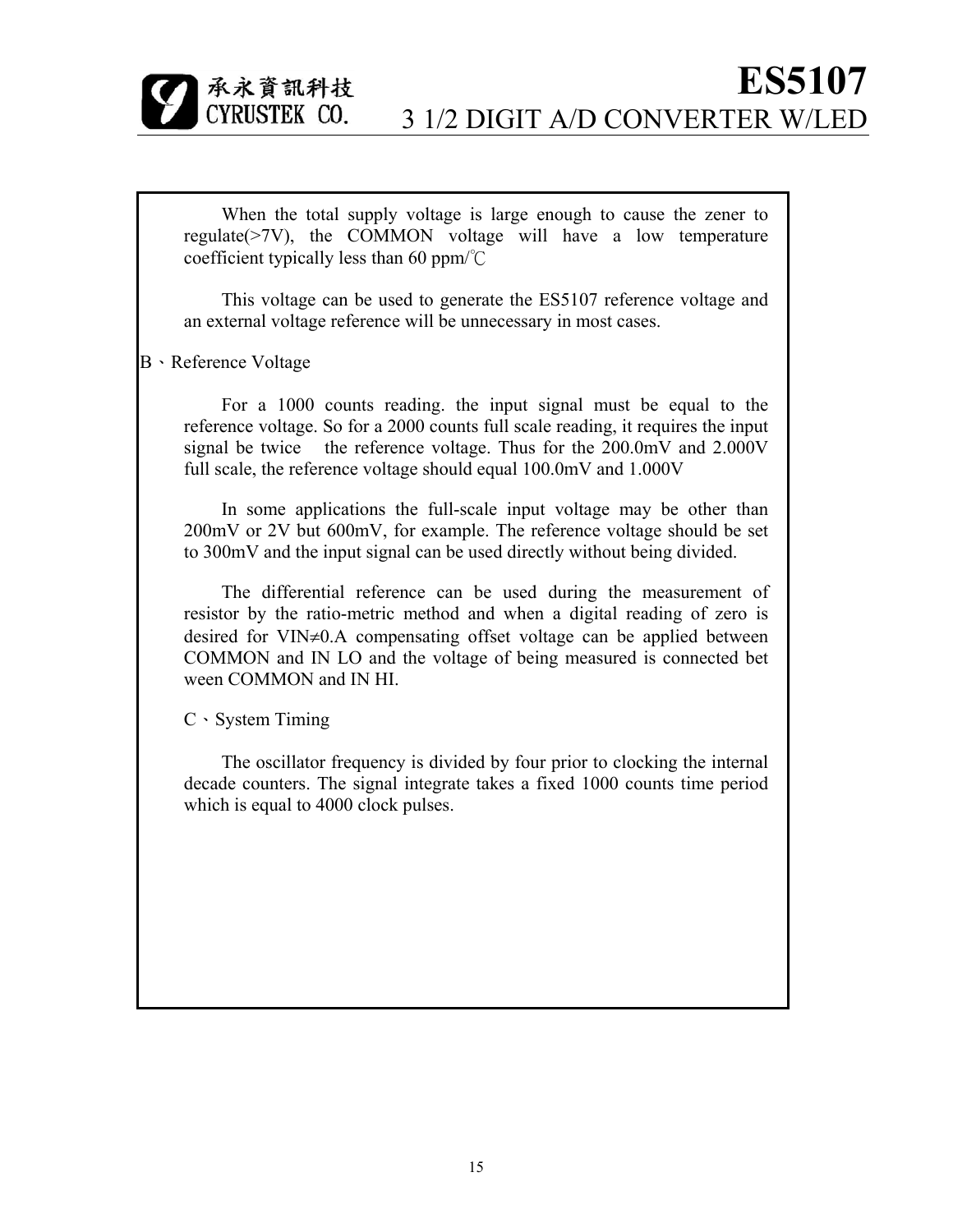When the total supply voltage is large enough to cause the zener to regulate(>7V), the COMMON voltage will have a low temperature coefficient typically less than 60 ppm/℃

This voltage can be used to generate the ES5107 reference voltage and an external voltage reference will be unnecessary in most cases.

B、Reference Voltage

For a 1000 counts reading. the input signal must be equal to the reference voltage. So for a 2000 counts full scale reading, it requires the input signal be twice  the reference voltage. Thus for the 200.0mV and 2.000V full scale, the reference voltage should equal 100.0mV and 1.000V

In some applications the full-scale input voltage may be other than 200mV or 2V but 600mV, for example. The reference voltage should be set to 300mV and the input signal can be used directly without being divided.

The differential reference can be used during the measurement of resistor by the ratio-metric method and when a digital reading of zero is desired for $VIN \neq 0$.A compensating offset voltage can be applied between COMMON and IN LO and the voltage of being measured is connected bet ween COMMON and IN HI.

C、System Timing

The oscillator frequency is divided by four prior to clocking the internal decade counters. The signal integrate takes a fixed 1000 counts time period which is equal to 4000 clock pulses.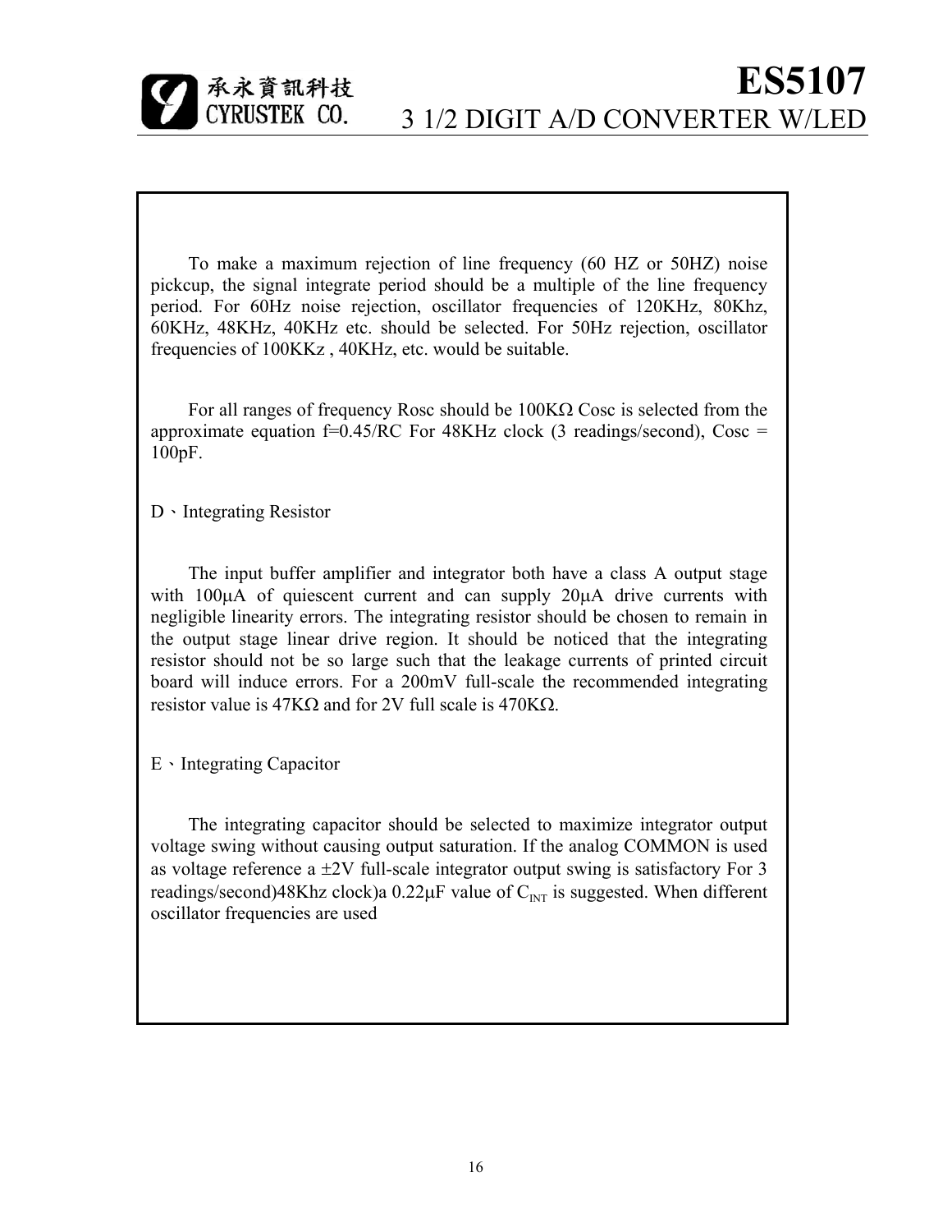To make a maximum rejection of line frequency (60 HZ or 50HZ) noise pickcup, the signal integrate period should be a multiple of the line frequency period. For 60Hz noise rejection, oscillator frequencies of 120KHz, 80Khz, 60KHz, 48KHz, 40KHz etc. should be selected. For 50Hz rejection, oscillator frequencies of 100KKz , 40KHz, etc. would be suitable.

For all ranges of frequency Rosc should be 100KΩ Cosc is selected from the approximate equation f=0.45/RC For 48KHz clock (3 readings/second), Cosc = 100pF.

D、Integrating Resistor

The input buffer amplifier and integrator both have a class A output stage with 100μA of quiescent current and can supply 20μA drive currents with negligible linearity errors. The integrating resistor should be chosen to remain in the output stage linear drive region. It should be noticed that the integrating resistor should not be so large such that the leakage currents of printed circuit board will induce errors. For a 200mV full-scale the recommended integrating resistor value is 47KΩ and for 2V full scale is 470KΩ.

E、Integrating Capacitor

The integrating capacitor should be selected to maximize integrator output voltage swing without causing output saturation. If the analog COMMON is used as voltage reference a ±2V full-scale integrator output swing is satisfactory For 3 readings/second)48Khz clock)a 0.22μF value of $C_{INT}$ is suggested. When different oscillator frequencies are used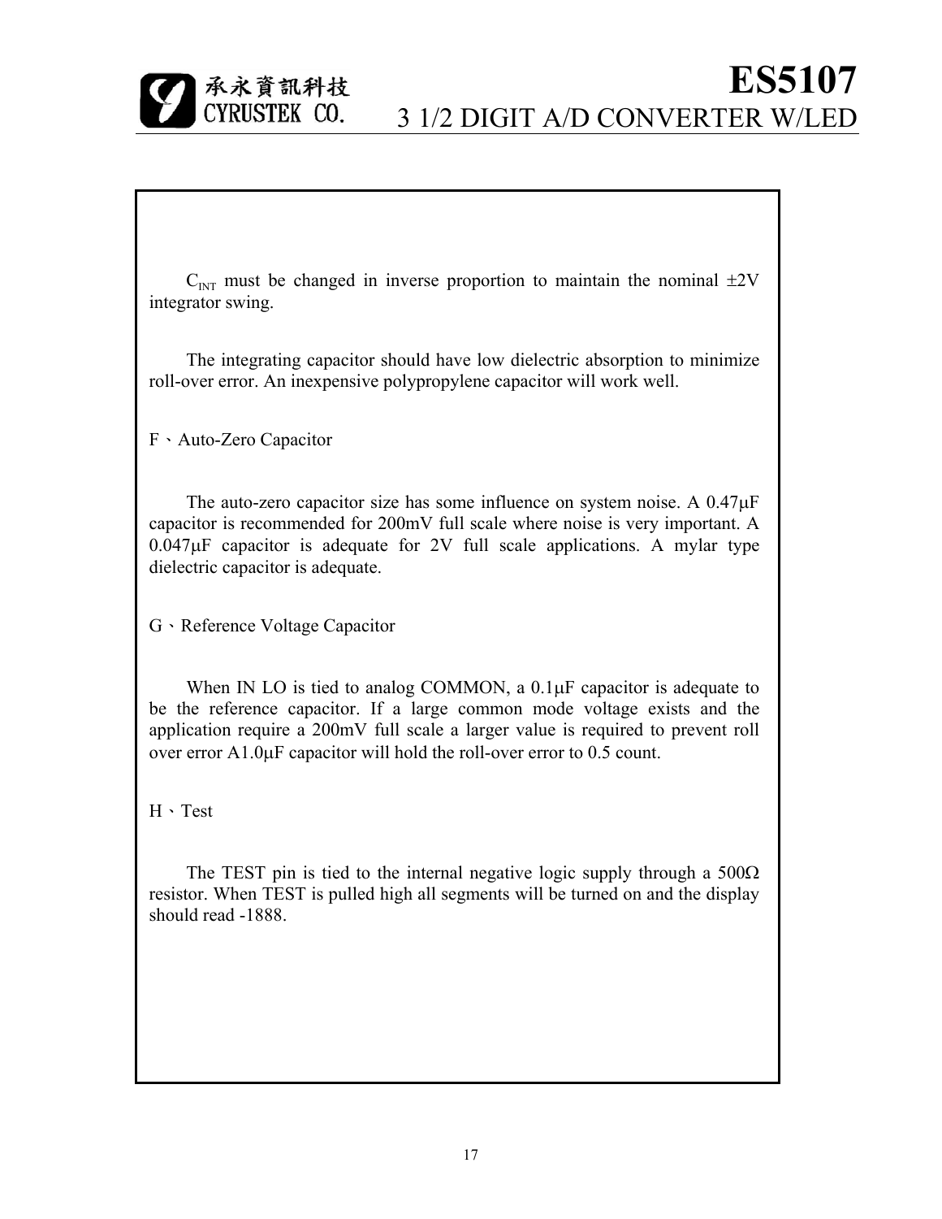$C_{INT}$ must be changed in inverse proportion to maintain the nominal ±2V integrator swing.

The integrating capacitor should have low dielectric absorption to minimize roll-over error. An inexpensive polypropylene capacitor will work well.

F、Auto-Zero Capacitor

The auto-zero capacitor size has some influence on system noise. A 0.47μF capacitor is recommended for 200mV full scale where noise is very important. A 0.047μF capacitor is adequate for 2V full scale applications. A mylar type dielectric capacitor is adequate.

G、Reference Voltage Capacitor

When IN LO is tied to analog COMMON, a 0.1μF capacitor is adequate to be the reference capacitor. If a large common mode voltage exists and the application require a 200mV full scale a larger value is required to prevent roll over error A1.0μF capacitor will hold the roll-over error to 0.5 count.

H、Test

The TEST pin is tied to the internal negative logic supply through a 500Ω resistor. When TEST is pulled high all segments will be turned on and the display should read -1888.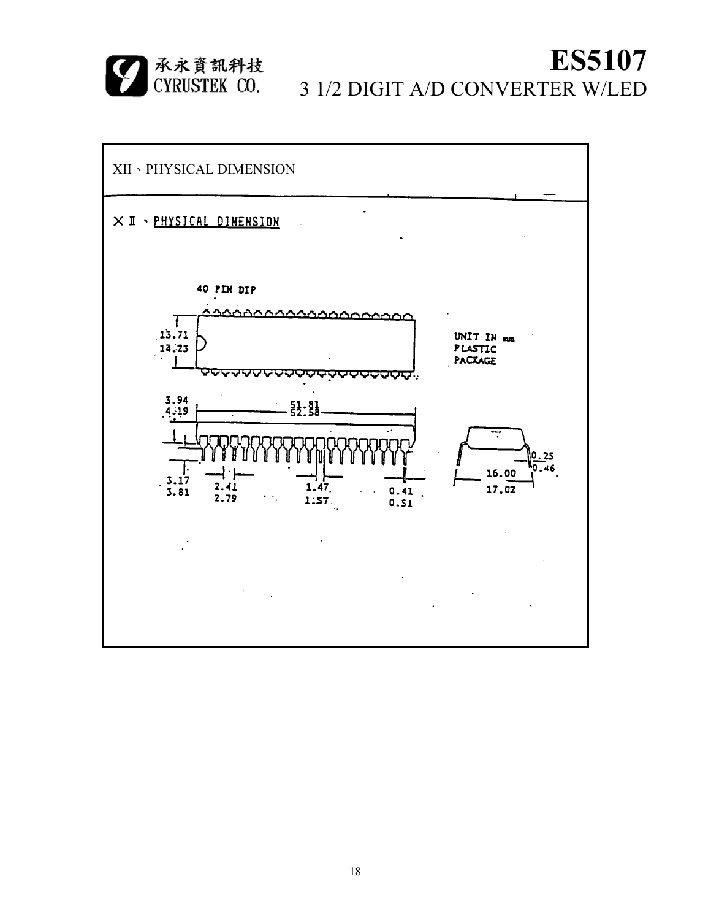## XII、PHYSICAL DIMENSION

XII、PHYSICAL DIMENSION

40 PIN DIP

13.71
14.23

UNIT IN mm
PLASTIC
PACKAGE

3.94
4.19

51.81
52.58

0.25
0.46

16.00
17.02

3.17
3.81

2.41
2.79

1.47
1.57

0.41
0.51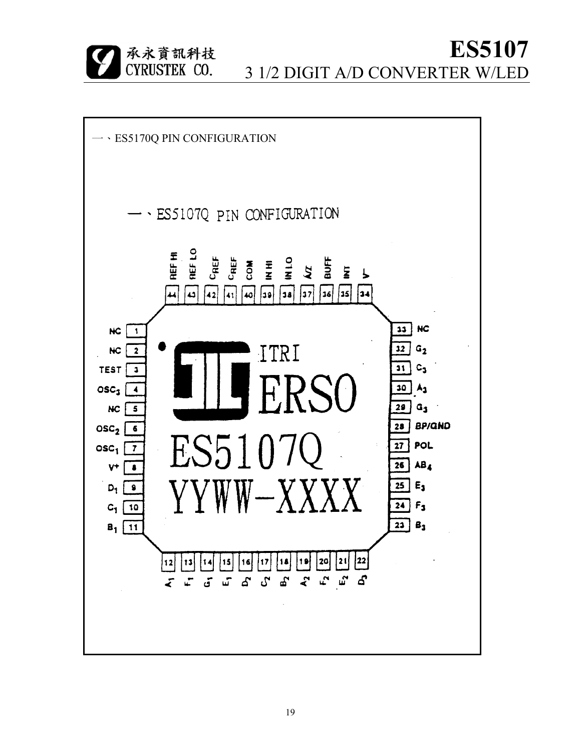一、ES5170Q PIN CONFIGURATION

一、ES5107Q PIN CONFIGURATION

| Pin | Name | Pin | Name |
|---|---|---|---|
| 1 | NC | 23 | $B_3$ |
| 2 | NC | 24 | $F_3$ |
| 3 | TEST | 25 | $E_3$ |
| 4 | $OSC_3$ | 26 | $AB_4$ |
| 5 | NC | 27 | POL |
| 6 | $OSC_2$ | 28 | BP/GND |
| 7 | $OSC_1$ | 29 | $G_3$ |
| 8 | V+ | 30 | $A_3$ |
| 9 | $D_1$ | 31 | $C_3$ |
| 10 | $C_1$ | 32 | $G_2$ |
| 11 | $B_1$ | 33 | NC |
| 12 | $A_1$ | 34 | V- |
| 13 | $F_1$ | 35 | INT |
| 14 | $G_1$ | 36 | BUFF |
| 15 | $E_1$ | 37 | A/Z |
| 16 | $D_2$ | 38 | IN LO |
| 17 | $C_2$ | 39 | IN HI |
| 18 | $B_2$ | 40 | COM |
| 19 | $A_2$ | 41 | $C_{REF}$ |
| 20 | $F_2$ | 42 | $C_{REF}$ |
| 21 | $E_2$ | 43 | REF LO |
| 22 | $D_3$ | 44 | REF HI |

ITRI
ERSO
ES5107Q
YYWW-XXXX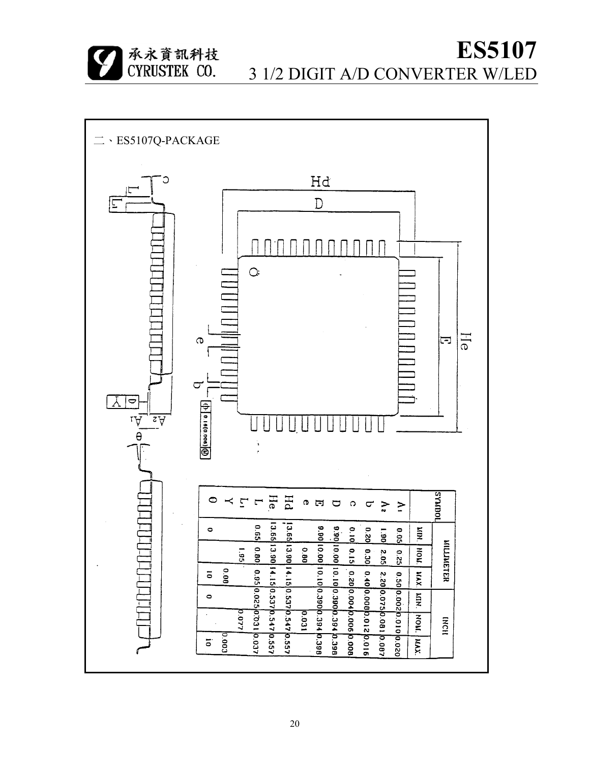二、ES5107Q-PACKAGE

Hd

D

E

He

e

b

c

L

L1

A1

A2

Y

D

θ

0.16(0.006) M

| SYMBOL | MILLIMETER | | | INCH | | |
|---|---|---|---|---|---|---|
| | MIN. | NOM. | MAX. | MIN. | NOM. | MAX. |
| A1 | 0.05 | 0.25 | 0.50 | 0.002 | 0.010 | 0.020 |
| A2 | 1.90 | 2.05 | 2.20 | 0.075 | 0.081 | 0.087 |
| b | 0.20 | 0.30 | 0.40 | 0.008 | 0.012 | 0.016 |
| c | 0.10 | 0.15 | 0.20 | 0.004 | 0.006 | 0.008 |
| D | 9.90 | 10.00 | 10.10 | 0.390 | 0.394 | 0.398 |
| E | 9.90 | 10.00 | 10.10 | 0.390 | 0.394 | 0.398 |
| e | | 0.80 | | | 0.031 | |
| Hd | 13.65 | 13.90 | 14.15 | 0.537 | 0.547 | 0.557 |
| He | 13.65 | 13.90 | 14.15 | 0.537 | 0.547 | 0.557 |
| L | 0.65 | 0.80 | 0.95 | 0.025 | 0.031 | 0.037 |
| L1 | | 1.95 | | | 0.077 | |
| Y | | | 0.08 | | | 0.003 |
| θ | 0 | | 10 | 0 | | 10 |